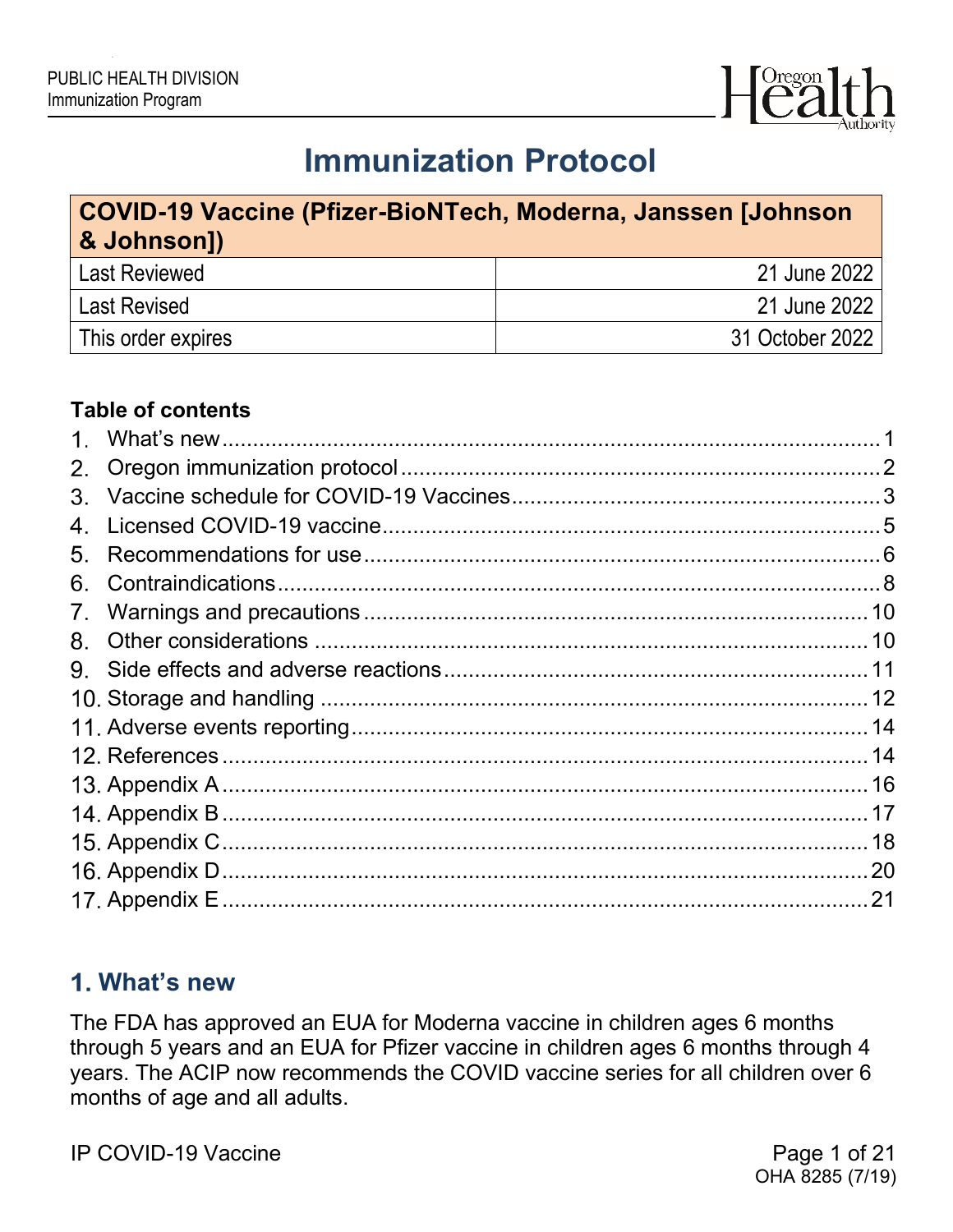PUBLIC HEALTH DIVISION
Immunization Program

# Immunization Protocol

| COVID-19 Vaccine (Pfizer-BioNTech, Moderna, Janssen [Johnson & Johnson]) | |
|---|---|
| Last Reviewed | 21 June 2022 |
| Last Revised | 21 June 2022 |
| This order expires | 31 October 2022 |

**Table of contents**

1. What's new ..... 1
2. Oregon immunization protocol ..... 2
3. Vaccine schedule for COVID-19 Vaccines ..... 3
4. Licensed COVID-19 vaccine ..... 5
5. Recommendations for use ..... 6
6. Contraindications ..... 8
7. Warnings and precautions ..... 10
8. Other considerations ..... 10
9. Side effects and adverse reactions ..... 11
10. Storage and handling ..... 12
11. Adverse events reporting ..... 14
12. References ..... 14
13. Appendix A ..... 16
14. Appendix B ..... 17
15. Appendix C ..... 18
16. Appendix D ..... 20
17. Appendix E ..... 21

## 1. What's new

The FDA has approved an EUA for Moderna vaccine in children ages 6 months through 5 years and an EUA for Pfizer vaccine in children ages 6 months through 4 years. The ACIP now recommends the COVID vaccine series for all children over 6 months of age and all adults.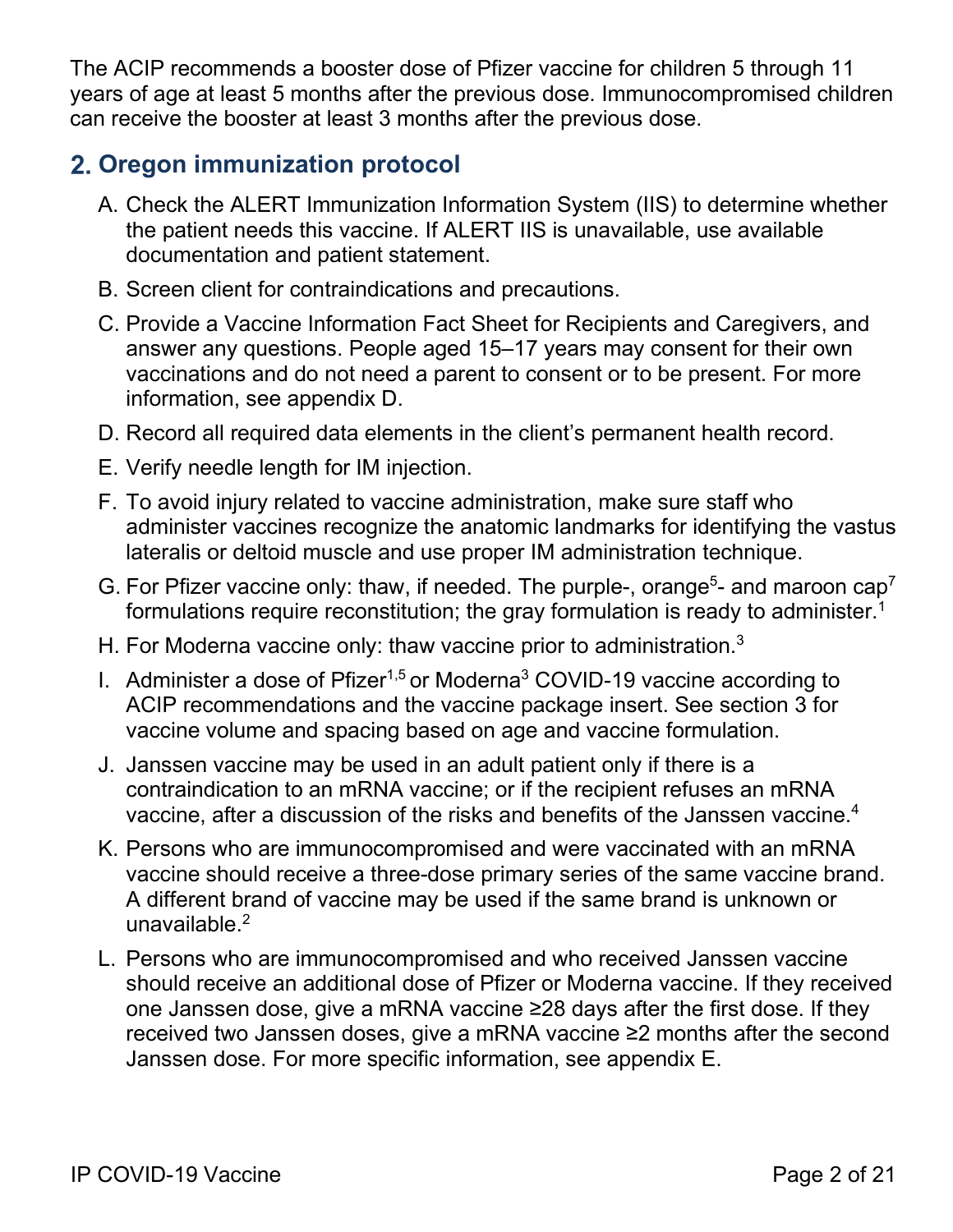The ACIP recommends a booster dose of Pfizer vaccine for children 5 through 11 years of age at least 5 months after the previous dose. Immunocompromised children can receive the booster at least 3 months after the previous dose.

## 2. Oregon immunization protocol

A. Check the ALERT Immunization Information System (IIS) to determine whether the patient needs this vaccine. If ALERT IIS is unavailable, use available documentation and patient statement.

B. Screen client for contraindications and precautions.

C. Provide a Vaccine Information Fact Sheet for Recipients and Caregivers, and answer any questions. People aged 15–17 years may consent for their own vaccinations and do not need a parent to consent or to be present. For more information, see appendix D.

D. Record all required data elements in the client's permanent health record.

E. Verify needle length for IM injection.

F. To avoid injury related to vaccine administration, make sure staff who administer vaccines recognize the anatomic landmarks for identifying the vastus lateralis or deltoid muscle and use proper IM administration technique.

G. For Pfizer vaccine only: thaw, if needed. The purple-, orange[5]- and maroon cap[7] formulations require reconstitution; the gray formulation is ready to administer.[1]

H. For Moderna vaccine only: thaw vaccine prior to administration.[3]

I. Administer a dose of Pfizer[1,5] or Moderna[3] COVID-19 vaccine according to ACIP recommendations and the vaccine package insert. See section 3 for vaccine volume and spacing based on age and vaccine formulation.

J. Janssen vaccine may be used in an adult patient only if there is a contraindication to an mRNA vaccine; or if the recipient refuses an mRNA vaccine, after a discussion of the risks and benefits of the Janssen vaccine.[4]

K. Persons who are immunocompromised and were vaccinated with an mRNA vaccine should receive a three-dose primary series of the same vaccine brand. A different brand of vaccine may be used if the same brand is unknown or unavailable.[2]

L. Persons who are immunocompromised and who received Janssen vaccine should receive an additional dose of Pfizer or Moderna vaccine. If they received one Janssen dose, give a mRNA vaccine ≥28 days after the first dose. If they received two Janssen doses, give a mRNA vaccine ≥2 months after the second Janssen dose. For more specific information, see appendix E.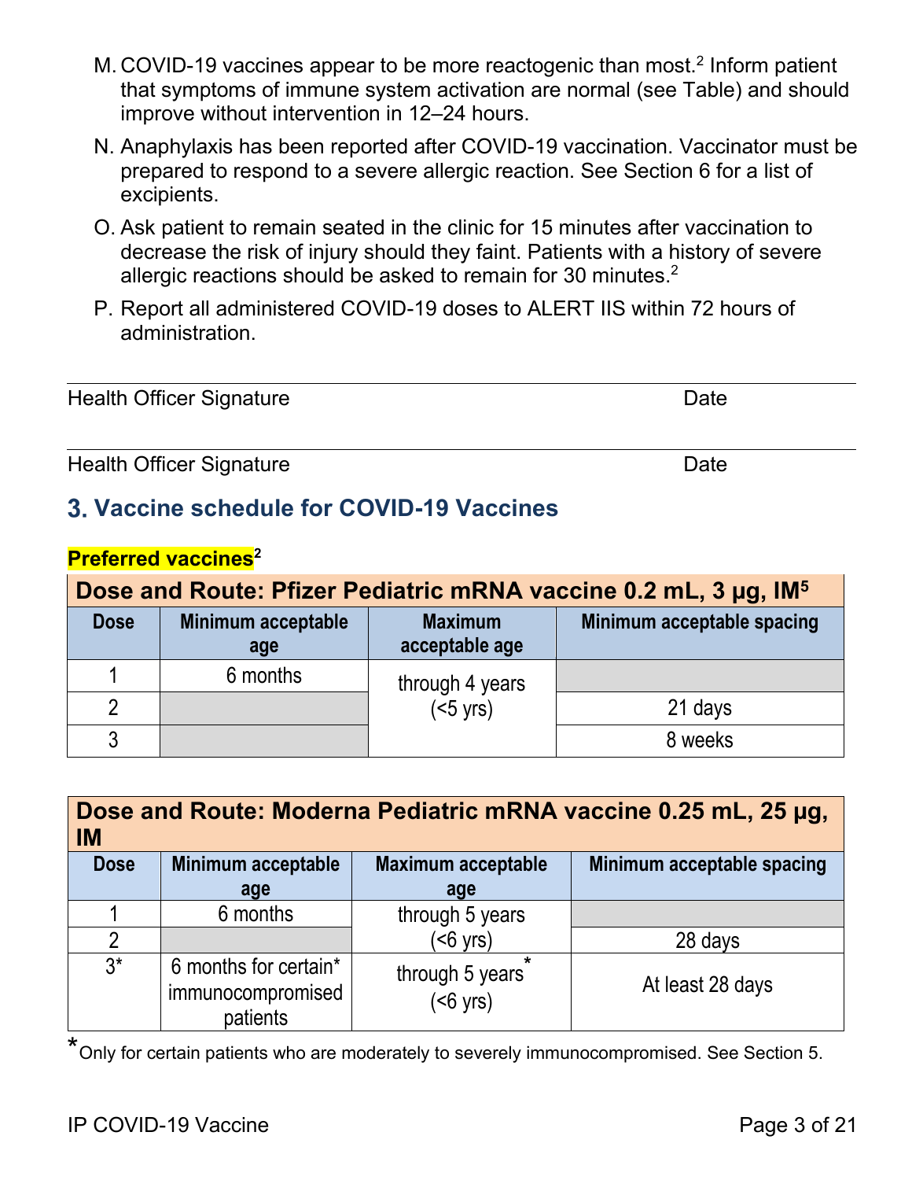M. COVID-19 vaccines appear to be more reactogenic than most.[2] Inform patient that symptoms of immune system activation are normal (see Table) and should improve without intervention in 12–24 hours.

N. Anaphylaxis has been reported after COVID-19 vaccination. Vaccinator must be prepared to respond to a severe allergic reaction. See Section 6 for a list of excipients.

O. Ask patient to remain seated in the clinic for 15 minutes after vaccination to decrease the risk of injury should they faint. Patients with a history of severe allergic reactions should be asked to remain for 30 minutes.[2]

P. Report all administered COVID-19 doses to ALERT IIS within 72 hours of administration.

Health Officer Signature Date

Health Officer Signature Date

## 3. Vaccine schedule for COVID-19 Vaccines

**Preferred vaccines[2]**

**Dose and Route: Pfizer Pediatric mRNA vaccine 0.2 mL, 3 µg, IM[5]**

| Dose | Minimum acceptable age | Maximum acceptable age | Minimum acceptable spacing |
|---|---|---|---|
| 1 | 6 months | through 4 years (<5 yrs) | |
| 2 | | | 21 days |
| 3 | | | 8 weeks |

**Dose and Route: Moderna Pediatric mRNA vaccine 0.25 mL, 25 µg, IM**

| Dose | Minimum acceptable age | Maximum acceptable age | Minimum acceptable spacing |
|---|---|---|---|
| 1 | 6 months | through 5 years (<6 yrs) | |
| 2 | | | 28 days |
| 3* | 6 months for certain* immunocompromised patients | through 5 years* (<6 yrs) | At least 28 days |

*Only for certain patients who are moderately to severely immunocompromised. See Section 5.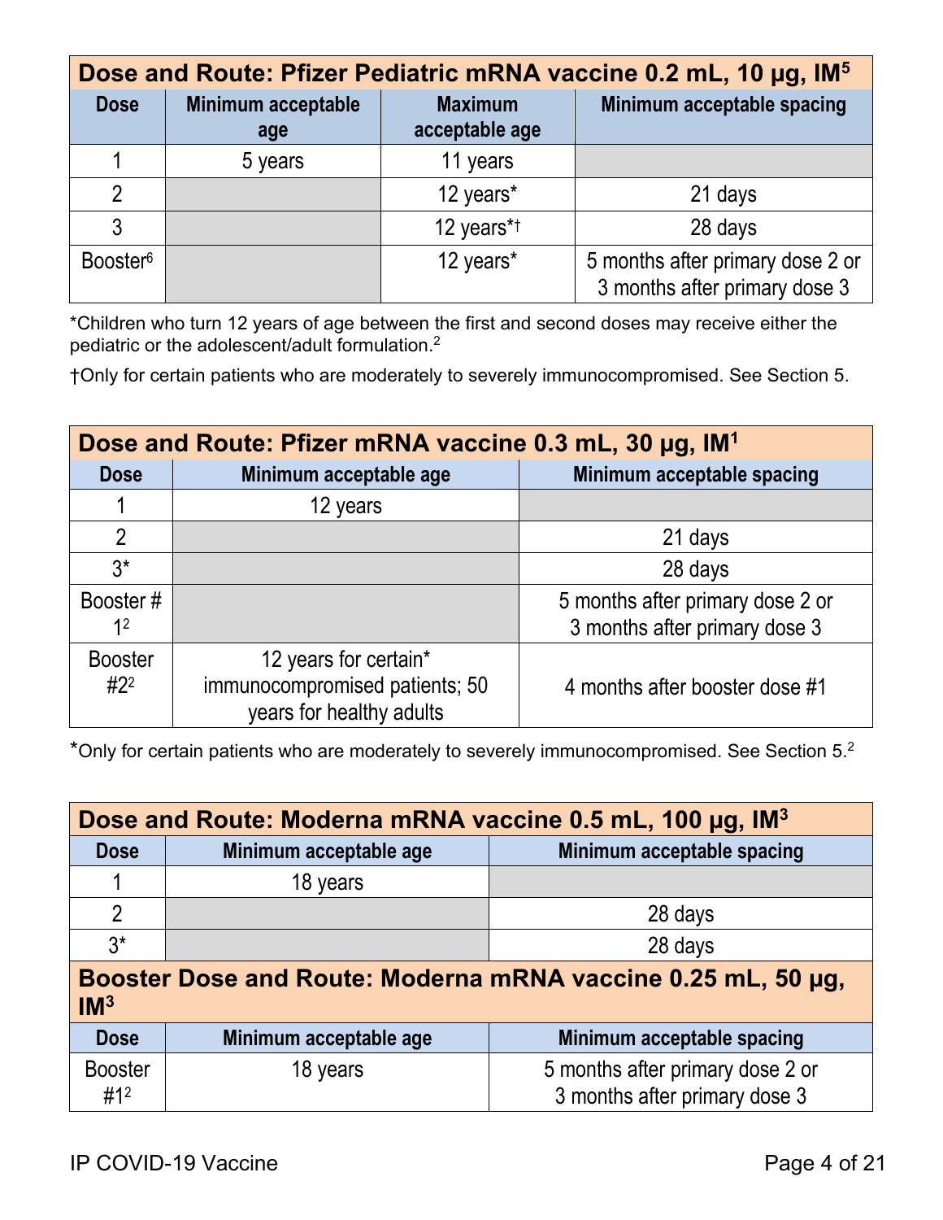| Dose and Route: Pfizer Pediatric mRNA vaccine 0.2 mL, 10 µg, IM[5] | | | |
|---|---|---|---|
| **Dose** | **Minimum acceptable age** | **Maximum acceptable age** | **Minimum acceptable spacing** |
| 1 | 5 years | 11 years | |
| 2 | | 12 years* | 21 days |
| 3 | | 12 years*† | 28 days |
| Booster[6] | | 12 years* | 5 months after primary dose 2 or 3 months after primary dose 3 |

*Children who turn 12 years of age between the first and second doses may receive either the pediatric or the adolescent/adult formulation.[2]

†Only for certain patients who are moderately to severely immunocompromised. See Section 5.

| Dose and Route: Pfizer mRNA vaccine 0.3 mL, 30 µg, IM[1] | | |
|---|---|---|
| **Dose** | **Minimum acceptable age** | **Minimum acceptable spacing** |
| 1 | 12 years | |
| 2 | | 21 days |
| 3* | | 28 days |
| Booster # 1[2] | | 5 months after primary dose 2 or 3 months after primary dose 3 |
| Booster #2[2] | 12 years for certain* immunocompromised patients; 50 years for healthy adults | 4 months after booster dose #1 |

*Only for certain patients who are moderately to severely immunocompromised. See Section 5.[2]

| Dose and Route: Moderna mRNA vaccine 0.5 mL, 100 µg, IM[3] | | |
|---|---|---|
| **Dose** | **Minimum acceptable age** | **Minimum acceptable spacing** |
| 1 | 18 years | |
| 2 | | 28 days |
| 3* | | 28 days |
| **Booster Dose and Route: Moderna mRNA vaccine 0.25 mL, 50 µg, IM[3]** | | |
| **Dose** | **Minimum acceptable age** | **Minimum acceptable spacing** |
| Booster #1[2] | 18 years | 5 months after primary dose 2 or 3 months after primary dose 3 |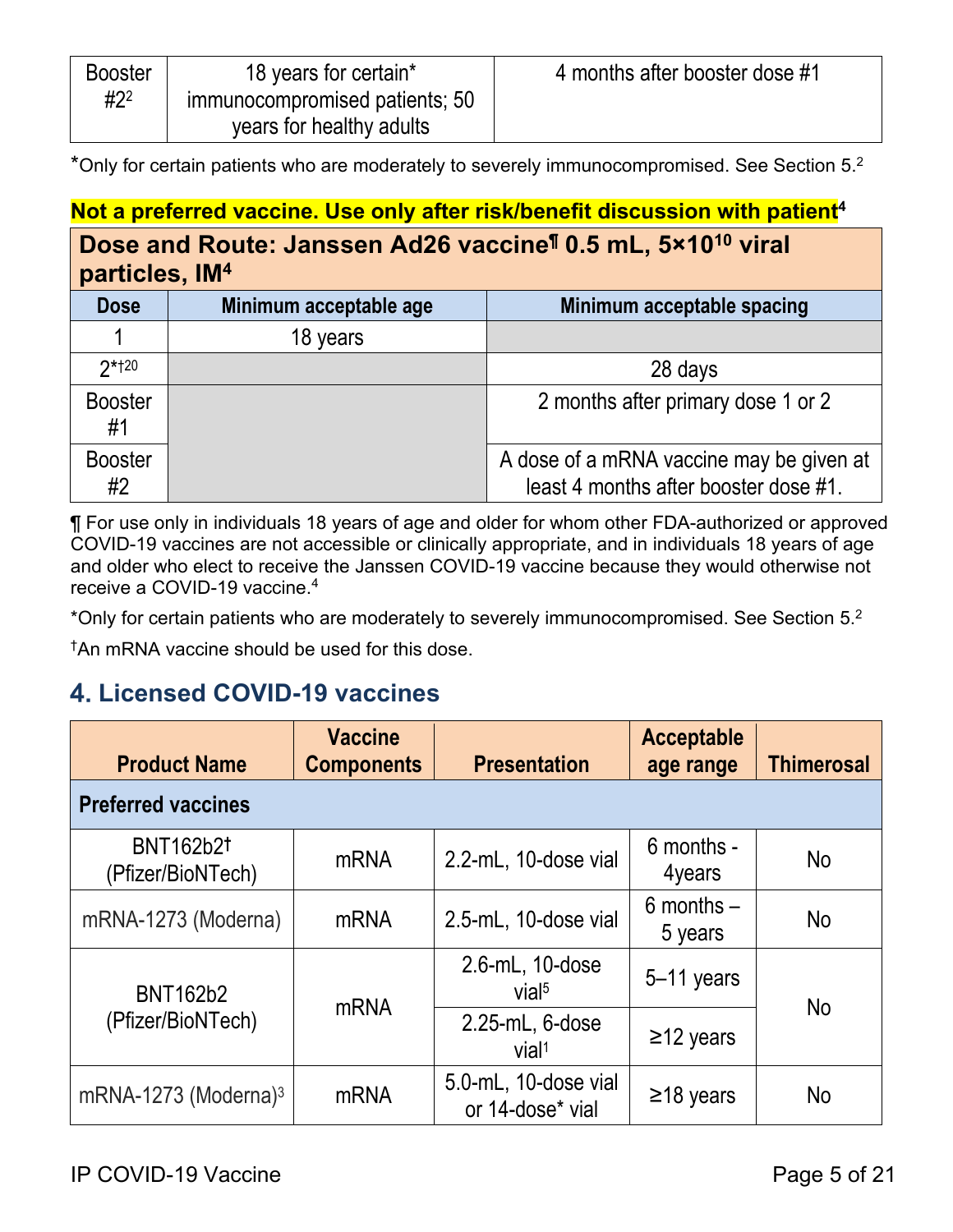| Booster #2[2] | 18 years for certain* immunocompromised patients; 50 years for healthy adults | 4 months after booster dose #1 |
|---|---|---|

*Only for certain patients who are moderately to severely immunocompromised. See Section 5.[2]

**Not a preferred vaccine. Use only after risk/benefit discussion with patient[4]**

| **Dose and Route: Janssen Ad26 vaccine¶ 0.5 mL, $5 \times 10^{10}$ viral particles, IM[4]** | | |
|---|---|---|
| **Dose** | **Minimum acceptable age** | **Minimum acceptable spacing** |
| 1 | 18 years | |
| 2*†[20] | | 28 days |
| Booster #1 | | 2 months after primary dose 1 or 2 |
| Booster #2 | | A dose of a mRNA vaccine may be given at least 4 months after booster dose #1. |

¶ For use only in individuals 18 years of age and older for whom other FDA-authorized or approved COVID-19 vaccines are not accessible or clinically appropriate, and in individuals 18 years of age and older who elect to receive the Janssen COVID-19 vaccine because they would otherwise not receive a COVID-19 vaccine.[4]

*Only for certain patients who are moderately to severely immunocompromised. See Section 5.[2]

†An mRNA vaccine should be used for this dose.

## 4. Licensed COVID-19 vaccines

| Product Name | Vaccine Components | Presentation | Acceptable age range | Thimerosal |
|---|---|---|---|---|
| **Preferred vaccines** | | | | |
| BNT162b2† (Pfizer/BioNTech) | mRNA | 2.2-mL, 10-dose vial | 6 months - 4years | No |
| mRNA-1273 (Moderna) | mRNA | 2.5-mL, 10-dose vial | 6 months – 5 years | No |
| BNT162b2 (Pfizer/BioNTech) | mRNA | 2.6-mL, 10-dose vial[5] | 5–11 years | No |
| | | 2.25-mL, 6-dose vial[1] | ≥12 years | |
| mRNA-1273 (Moderna)[3] | mRNA | 5.0-mL, 10-dose vial or 14-dose* vial | ≥18 years | No |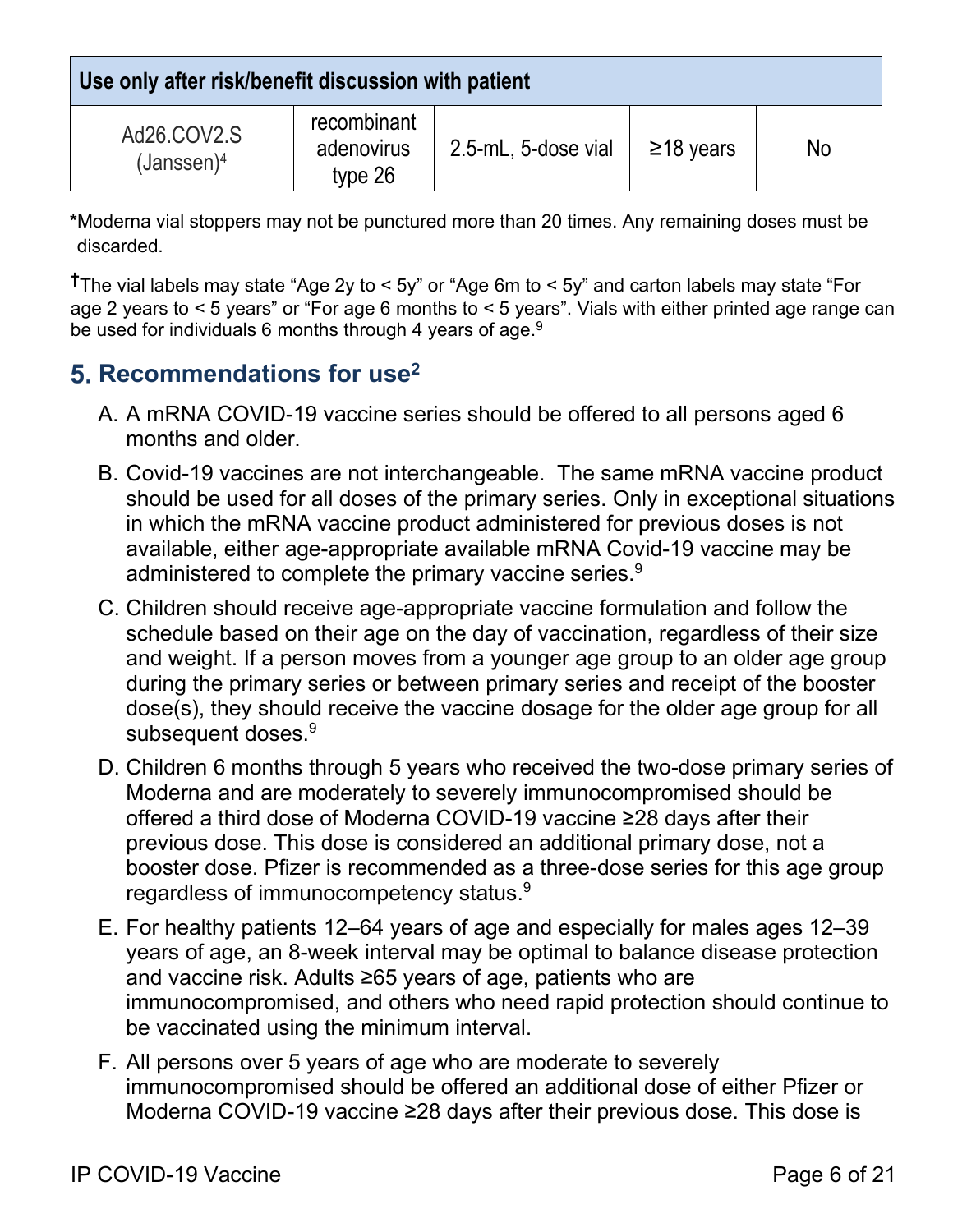| Use only after risk/benefit discussion with patient | | | | |
|---|---|---|---|---|
| Ad26.COV2.S (Janssen)[4] | recombinant adenovirus type 26 | 2.5-mL, 5-dose vial | ≥18 years | No |

*Moderna vial stoppers may not be punctured more than 20 times. Any remaining doses must be discarded.

†The vial labels may state "Age 2y to < 5y" or "Age 6m to < 5y" and carton labels may state "For age 2 years to < 5 years" or "For age 6 months to < 5 years". Vials with either printed age range can be used for individuals 6 months through 4 years of age.[9]

## 5. Recommendations for use[2]

A. A mRNA COVID-19 vaccine series should be offered to all persons aged 6 months and older.

B. Covid-19 vaccines are not interchangeable. The same mRNA vaccine product should be used for all doses of the primary series. Only in exceptional situations in which the mRNA vaccine product administered for previous doses is not available, either age-appropriate available mRNA Covid-19 vaccine may be administered to complete the primary vaccine series.[9]

C. Children should receive age-appropriate vaccine formulation and follow the schedule based on their age on the day of vaccination, regardless of their size and weight. If a person moves from a younger age group to an older age group during the primary series or between primary series and receipt of the booster dose(s), they should receive the vaccine dosage for the older age group for all subsequent doses.[9]

D. Children 6 months through 5 years who received the two-dose primary series of Moderna and are moderately to severely immunocompromised should be offered a third dose of Moderna COVID-19 vaccine ≥28 days after their previous dose. This dose is considered an additional primary dose, not a booster dose. Pfizer is recommended as a three-dose series for this age group regardless of immunocompetency status.[9]

E. For healthy patients 12–64 years of age and especially for males ages 12–39 years of age, an 8-week interval may be optimal to balance disease protection and vaccine risk. Adults ≥65 years of age, patients who are immunocompromised, and others who need rapid protection should continue to be vaccinated using the minimum interval.

F. All persons over 5 years of age who are moderate to severely immunocompromised should be offered an additional dose of either Pfizer or Moderna COVID-19 vaccine ≥28 days after their previous dose. This dose is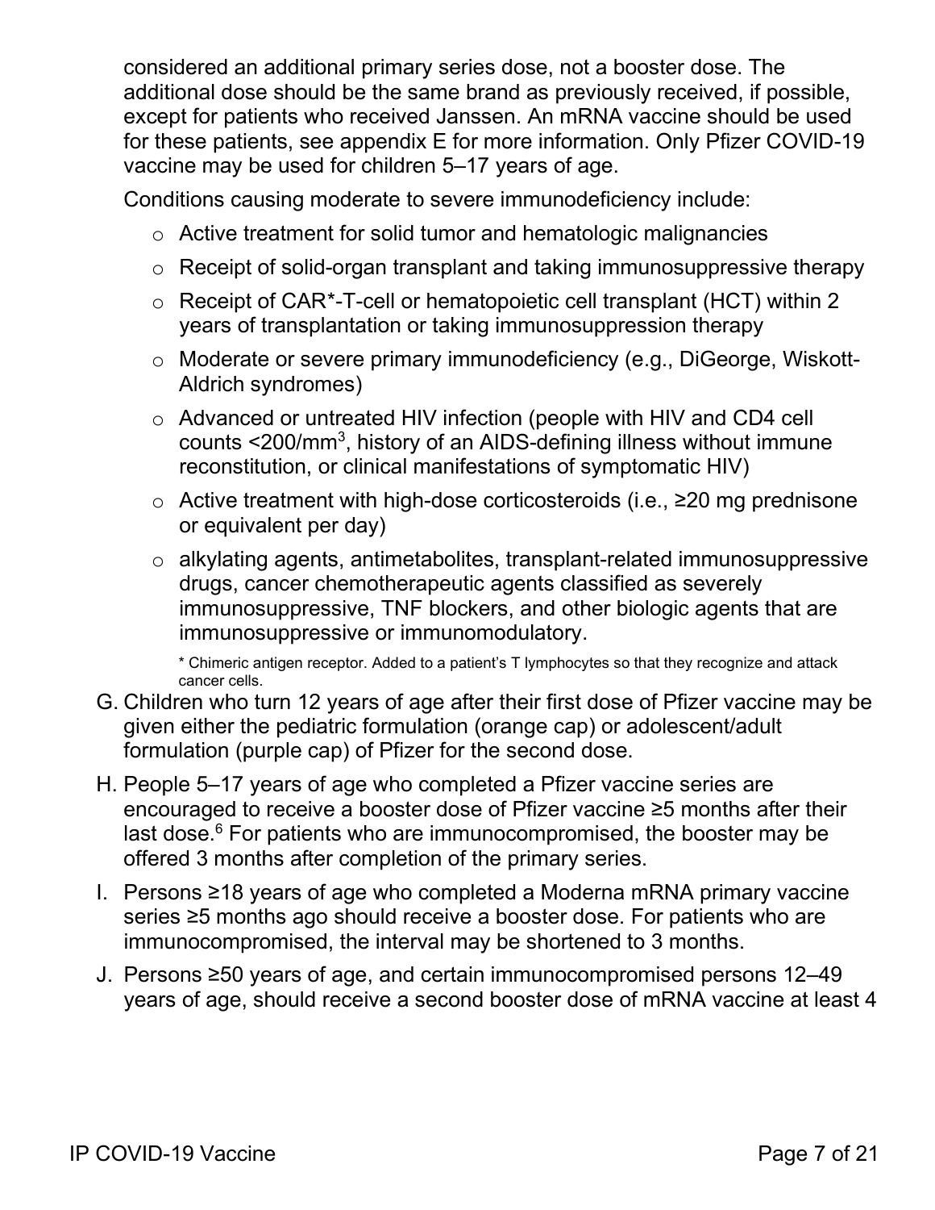considered an additional primary series dose, not a booster dose. The additional dose should be the same brand as previously received, if possible, except for patients who received Janssen. An mRNA vaccine should be used for these patients, see appendix E for more information. Only Pfizer COVID-19 vaccine may be used for children 5–17 years of age.

Conditions causing moderate to severe immunodeficiency include:

- Active treatment for solid tumor and hematologic malignancies
- Receipt of solid-organ transplant and taking immunosuppressive therapy
- Receipt of CAR*-T-cell or hematopoietic cell transplant (HCT) within 2 years of transplantation or taking immunosuppression therapy
- Moderate or severe primary immunodeficiency (e.g., DiGeorge, Wiskott-Aldrich syndromes)
- Advanced or untreated HIV infection (people with HIV and CD4 cell counts <200/mm$^3$, history of an AIDS-defining illness without immune reconstitution, or clinical manifestations of symptomatic HIV)
- Active treatment with high-dose corticosteroids (i.e., ≥20 mg prednisone or equivalent per day)
- alkylating agents, antimetabolites, transplant-related immunosuppressive drugs, cancer chemotherapeutic agents classified as severely immunosuppressive, TNF blockers, and other biologic agents that are immunosuppressive or immunomodulatory.

\* Chimeric antigen receptor. Added to a patient's T lymphocytes so that they recognize and attack cancer cells.

G. Children who turn 12 years of age after their first dose of Pfizer vaccine may be given either the pediatric formulation (orange cap) or adolescent/adult formulation (purple cap) of Pfizer for the second dose.

H. People 5–17 years of age who completed a Pfizer vaccine series are encouraged to receive a booster dose of Pfizer vaccine ≥5 months after their last dose.[6] For patients who are immunocompromised, the booster may be offered 3 months after completion of the primary series.

I. Persons ≥18 years of age who completed a Moderna mRNA primary vaccine series ≥5 months ago should receive a booster dose. For patients who are immunocompromised, the interval may be shortened to 3 months.

J. Persons ≥50 years of age, and certain immunocompromised persons 12–49 years of age, should receive a second booster dose of mRNA vaccine at least 4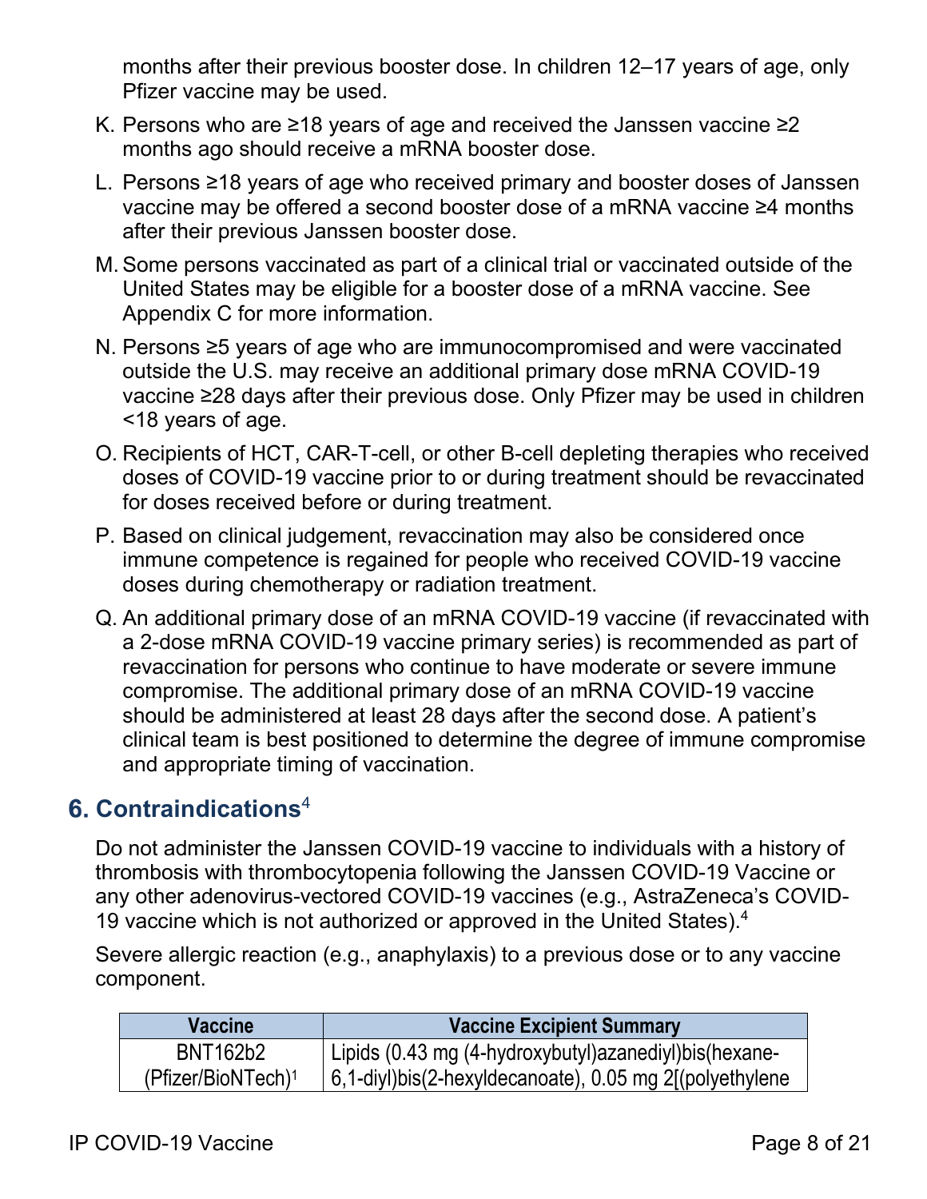months after their previous booster dose. In children 12–17 years of age, only Pfizer vaccine may be used.

K. Persons who are ≥18 years of age and received the Janssen vaccine ≥2 months ago should receive a mRNA booster dose.

L. Persons ≥18 years of age who received primary and booster doses of Janssen vaccine may be offered a second booster dose of a mRNA vaccine ≥4 months after their previous Janssen booster dose.

M. Some persons vaccinated as part of a clinical trial or vaccinated outside of the United States may be eligible for a booster dose of a mRNA vaccine. See Appendix C for more information.

N. Persons ≥5 years of age who are immunocompromised and were vaccinated outside the U.S. may receive an additional primary dose mRNA COVID-19 vaccine ≥28 days after their previous dose. Only Pfizer may be used in children <18 years of age.

O. Recipients of HCT, CAR-T-cell, or other B-cell depleting therapies who received doses of COVID-19 vaccine prior to or during treatment should be revaccinated for doses received before or during treatment.

P. Based on clinical judgement, revaccination may also be considered once immune competence is regained for people who received COVID-19 vaccine doses during chemotherapy or radiation treatment.

Q. An additional primary dose of an mRNA COVID-19 vaccine (if revaccinated with a 2-dose mRNA COVID-19 vaccine primary series) is recommended as part of revaccination for persons who continue to have moderate or severe immune compromise. The additional primary dose of an mRNA COVID-19 vaccine should be administered at least 28 days after the second dose. A patient's clinical team is best positioned to determine the degree of immune compromise and appropriate timing of vaccination.

## 6. Contraindications[4]

Do not administer the Janssen COVID-19 vaccine to individuals with a history of thrombosis with thrombocytopenia following the Janssen COVID-19 Vaccine or any other adenovirus-vectored COVID-19 vaccines (e.g., AstraZeneca's COVID-19 vaccine which is not authorized or approved in the United States).[4]

Severe allergic reaction (e.g., anaphylaxis) to a previous dose or to any vaccine component.

| Vaccine | Vaccine Excipient Summary |
|---|---|
| BNT162b2 (Pfizer/BioNTech)[1] | Lipids (0.43 mg (4-hydroxybutyl)azanediyl)bis(hexane-6,1-diyl)bis(2-hexyldecanoate), 0.05 mg 2[(polyethylene |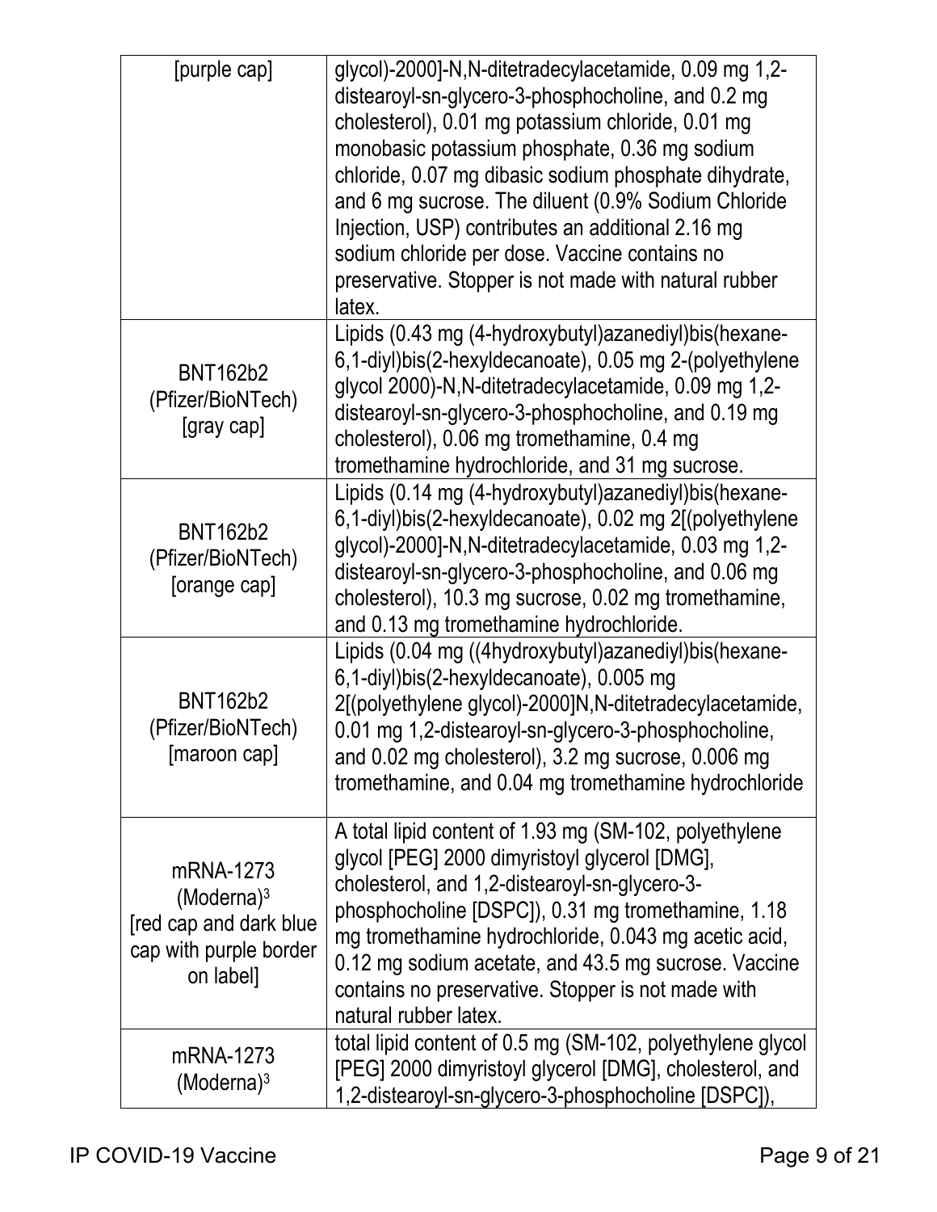| | |
|---|---|
| [purple cap] | glycol)-2000]-N,N-ditetradecylacetamide, 0.09 mg 1,2-distearoyl-sn-glycero-3-phosphocholine, and 0.2 mg cholesterol), 0.01 mg potassium chloride, 0.01 mg monobasic potassium phosphate, 0.36 mg sodium chloride, 0.07 mg dibasic sodium phosphate dihydrate, and 6 mg sucrose. The diluent (0.9% Sodium Chloride Injection, USP) contributes an additional 2.16 mg sodium chloride per dose. Vaccine contains no preservative. Stopper is not made with natural rubber latex. |
| BNT162b2 (Pfizer/BioNTech) [gray cap] | Lipids (0.43 mg (4-hydroxybutyl)azanediyl)bis(hexane-6,1-diyl)bis(2-hexyldecanoate), 0.05 mg 2-(polyethylene glycol 2000)-N,N-ditetradecylacetamide, 0.09 mg 1,2-distearoyl-sn-glycero-3-phosphocholine, and 0.19 mg cholesterol), 0.06 mg tromethamine, 0.4 mg tromethamine hydrochloride, and 31 mg sucrose. |
| BNT162b2 (Pfizer/BioNTech) [orange cap] | Lipids (0.14 mg (4-hydroxybutyl)azanediyl)bis(hexane-6,1-diyl)bis(2-hexyldecanoate), 0.02 mg 2[(polyethylene glycol)-2000]-N,N-ditetradecylacetamide, 0.03 mg 1,2-distearoyl-sn-glycero-3-phosphocholine, and 0.06 mg cholesterol), 10.3 mg sucrose, 0.02 mg tromethamine, and 0.13 mg tromethamine hydrochloride. |
| BNT162b2 (Pfizer/BioNTech) [maroon cap] | Lipids (0.04 mg ((4hydroxybutyl)azanediyl)bis(hexane-6,1-diyl)bis(2-hexyldecanoate), 0.005 mg 2[(polyethylene glycol)-2000]N,N-ditetradecylacetamide, 0.01 mg 1,2-distearoyl-sn-glycero-3-phosphocholine, and 0.02 mg cholesterol), 3.2 mg sucrose, 0.006 mg tromethamine, and 0.04 mg tromethamine hydrochloride |
| mRNA-1273 (Moderna)[3] [red cap and dark blue cap with purple border on label] | A total lipid content of 1.93 mg (SM-102, polyethylene glycol [PEG] 2000 dimyristoyl glycerol [DMG], cholesterol, and 1,2-distearoyl-sn-glycero-3-phosphocholine [DSPC]), 0.31 mg tromethamine, 1.18 mg tromethamine hydrochloride, 0.043 mg acetic acid, 0.12 mg sodium acetate, and 43.5 mg sucrose. Vaccine contains no preservative. Stopper is not made with natural rubber latex. |
| mRNA-1273 (Moderna)[3] | total lipid content of 0.5 mg (SM-102, polyethylene glycol [PEG] 2000 dimyristoyl glycerol [DMG], cholesterol, and 1,2-distearoyl-sn-glycero-3-phosphocholine [DSPC]), |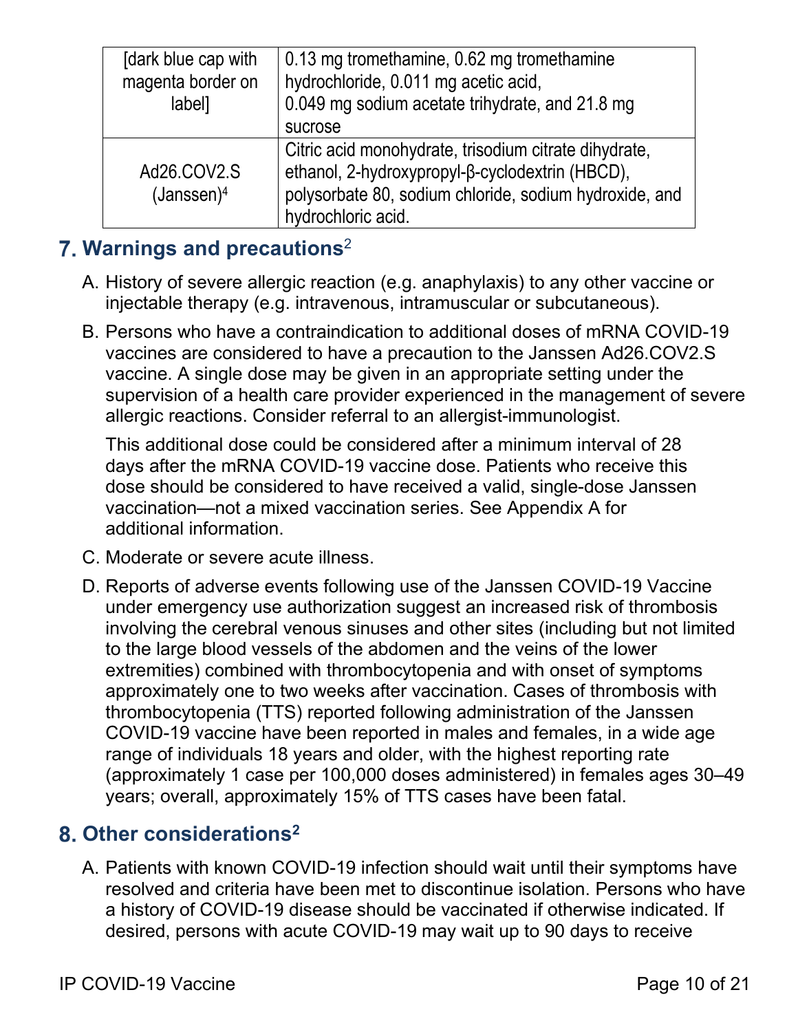| | |
|---|---|
| [dark blue cap with magenta border on label] | 0.13 mg tromethamine, 0.62 mg tromethamine hydrochloride, 0.011 mg acetic acid, 0.049 mg sodium acetate trihydrate, and 21.8 mg sucrose |
| Ad26.COV2.S (Janssen)[4] | Citric acid monohydrate, trisodium citrate dihydrate, ethanol, 2-hydroxypropyl-β-cyclodextrin (HBCD), polysorbate 80, sodium chloride, sodium hydroxide, and hydrochloric acid. |

## 7. Warnings and precautions[2]

A. History of severe allergic reaction (e.g. anaphylaxis) to any other vaccine or injectable therapy (e.g. intravenous, intramuscular or subcutaneous).

B. Persons who have a contraindication to additional doses of mRNA COVID-19 vaccines are considered to have a precaution to the Janssen Ad26.COV2.S vaccine. A single dose may be given in an appropriate setting under the supervision of a health care provider experienced in the management of severe allergic reactions. Consider referral to an allergist-immunologist.

   This additional dose could be considered after a minimum interval of 28 days after the mRNA COVID-19 vaccine dose. Patients who receive this dose should be considered to have received a valid, single-dose Janssen vaccination—not a mixed vaccination series. See Appendix A for additional information.

C. Moderate or severe acute illness.

D. Reports of adverse events following use of the Janssen COVID-19 Vaccine under emergency use authorization suggest an increased risk of thrombosis involving the cerebral venous sinuses and other sites (including but not limited to the large blood vessels of the abdomen and the veins of the lower extremities) combined with thrombocytopenia and with onset of symptoms approximately one to two weeks after vaccination. Cases of thrombosis with thrombocytopenia (TTS) reported following administration of the Janssen COVID-19 vaccine have been reported in males and females, in a wide age range of individuals 18 years and older, with the highest reporting rate (approximately 1 case per 100,000 doses administered) in females ages 30–49 years; overall, approximately 15% of TTS cases have been fatal.

## 8. Other considerations[2]

A. Patients with known COVID-19 infection should wait until their symptoms have resolved and criteria have been met to discontinue isolation. Persons who have a history of COVID-19 disease should be vaccinated if otherwise indicated. If desired, persons with acute COVID-19 may wait up to 90 days to receive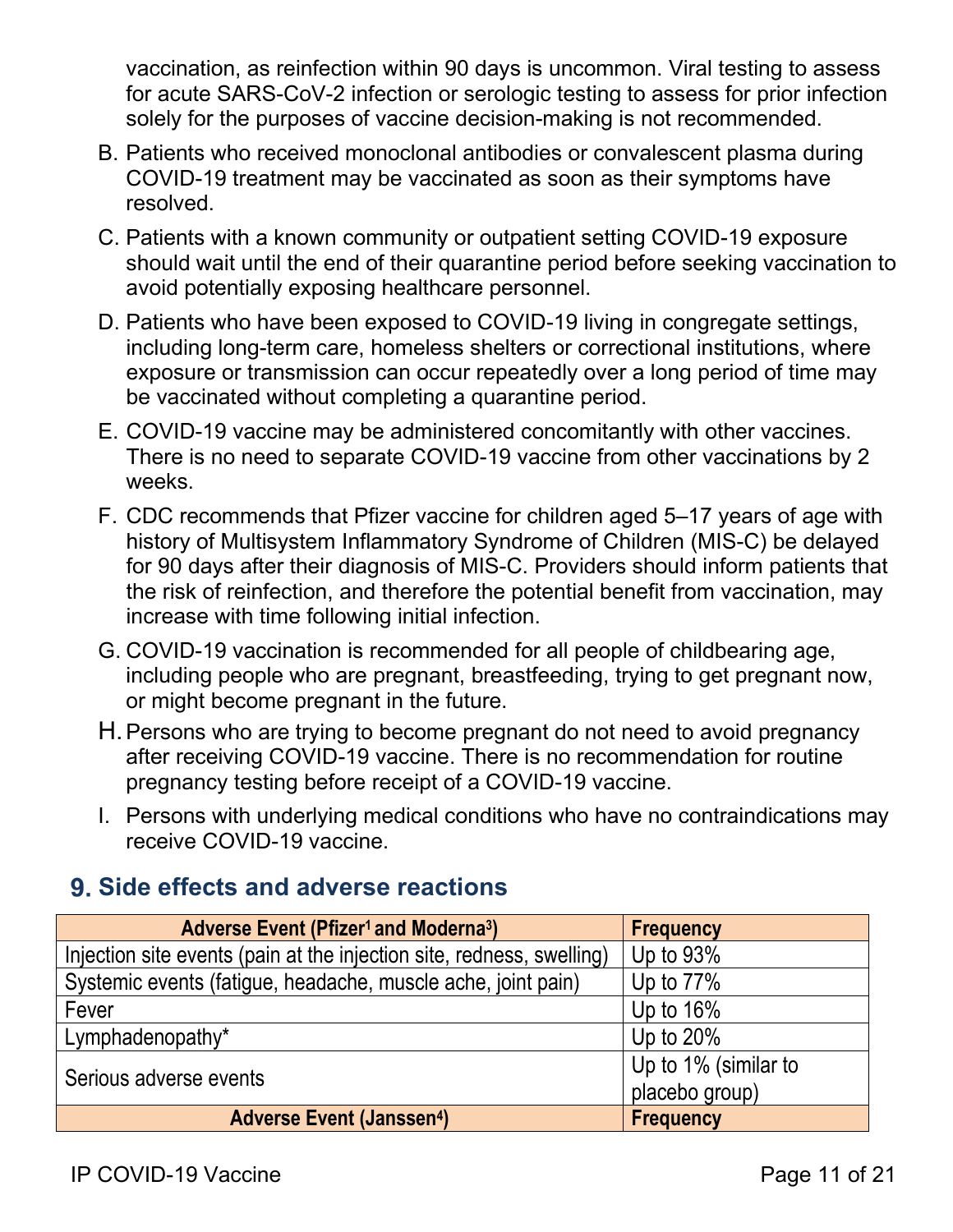vaccination, as reinfection within 90 days is uncommon. Viral testing to assess for acute SARS-CoV-2 infection or serologic testing to assess for prior infection solely for the purposes of vaccine decision-making is not recommended.

B. Patients who received monoclonal antibodies or convalescent plasma during COVID-19 treatment may be vaccinated as soon as their symptoms have resolved.

C. Patients with a known community or outpatient setting COVID-19 exposure should wait until the end of their quarantine period before seeking vaccination to avoid potentially exposing healthcare personnel.

D. Patients who have been exposed to COVID-19 living in congregate settings, including long-term care, homeless shelters or correctional institutions, where exposure or transmission can occur repeatedly over a long period of time may be vaccinated without completing a quarantine period.

E. COVID-19 vaccine may be administered concomitantly with other vaccines. There is no need to separate COVID-19 vaccine from other vaccinations by 2 weeks.

F. CDC recommends that Pfizer vaccine for children aged 5–17 years of age with history of Multisystem Inflammatory Syndrome of Children (MIS-C) be delayed for 90 days after their diagnosis of MIS-C. Providers should inform patients that the risk of reinfection, and therefore the potential benefit from vaccination, may increase with time following initial infection.

G. COVID-19 vaccination is recommended for all people of childbearing age, including people who are pregnant, breastfeeding, trying to get pregnant now, or might become pregnant in the future.

H. Persons who are trying to become pregnant do not need to avoid pregnancy after receiving COVID-19 vaccine. There is no recommendation for routine pregnancy testing before receipt of a COVID-19 vaccine.

I. Persons with underlying medical conditions who have no contraindications may receive COVID-19 vaccine.

## 9. Side effects and adverse reactions

| Adverse Event (Pfizer[1] and Moderna[3]) | Frequency |
|---|---|
| Injection site events (pain at the injection site, redness, swelling) | Up to 93% |
| Systemic events (fatigue, headache, muscle ache, joint pain) | Up to 77% |
| Fever | Up to 16% |
| Lymphadenopathy* | Up to 20% |
| Serious adverse events | Up to 1% (similar to placebo group) |
| **Adverse Event (Janssen[4])** | **Frequency** |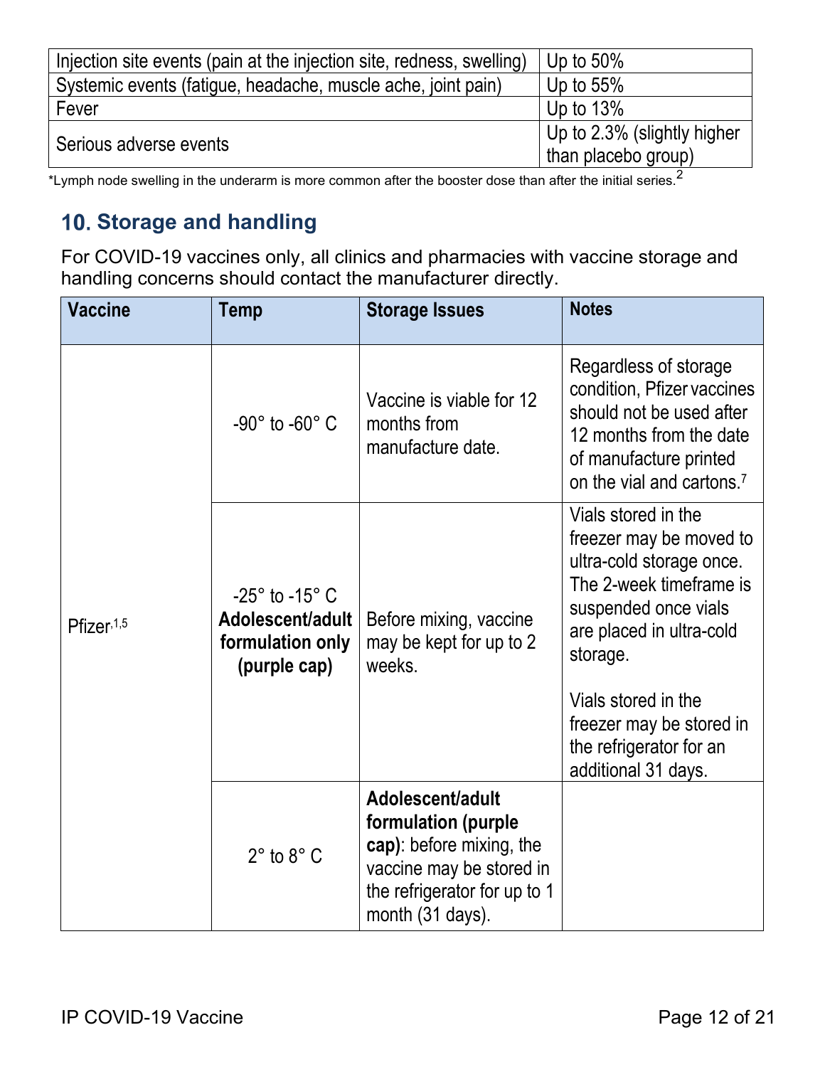| Injection site events (pain at the injection site, redness, swelling) | Up to 50% |
|---|---|
| Systemic events (fatigue, headache, muscle ache, joint pain) | Up to 55% |
| Fever | Up to 13% |
| Serious adverse events | Up to 2.3% (slightly higher than placebo group) |

*Lymph node swelling in the underarm is more common after the booster dose than after the initial series.[2]

## 10. Storage and handling

For COVID-19 vaccines only, all clinics and pharmacies with vaccine storage and handling concerns should contact the manufacturer directly.

| Vaccine | Temp | Storage Issues | Notes |
|---|---|---|---|
| Pfizer[1,5] | -90° to -60° C | Vaccine is viable for 12 months from manufacture date. | Regardless of storage condition, Pfizer vaccines should not be used after 12 months from the date of manufacture printed on the vial and cartons.[7] |
| | -25° to -15° C **Adolescent/adult formulation only (purple cap)** | Before mixing, vaccine may be kept for up to 2 weeks. | Vials stored in the freezer may be moved to ultra-cold storage once. The 2-week timeframe is suspended once vials are placed in ultra-cold storage.<br><br>Vials stored in the freezer may be stored in the refrigerator for an additional 31 days. |
| | 2° to 8° C | **Adolescent/adult formulation (purple cap)**: before mixing, the vaccine may be stored in the refrigerator for up to 1 month (31 days). | |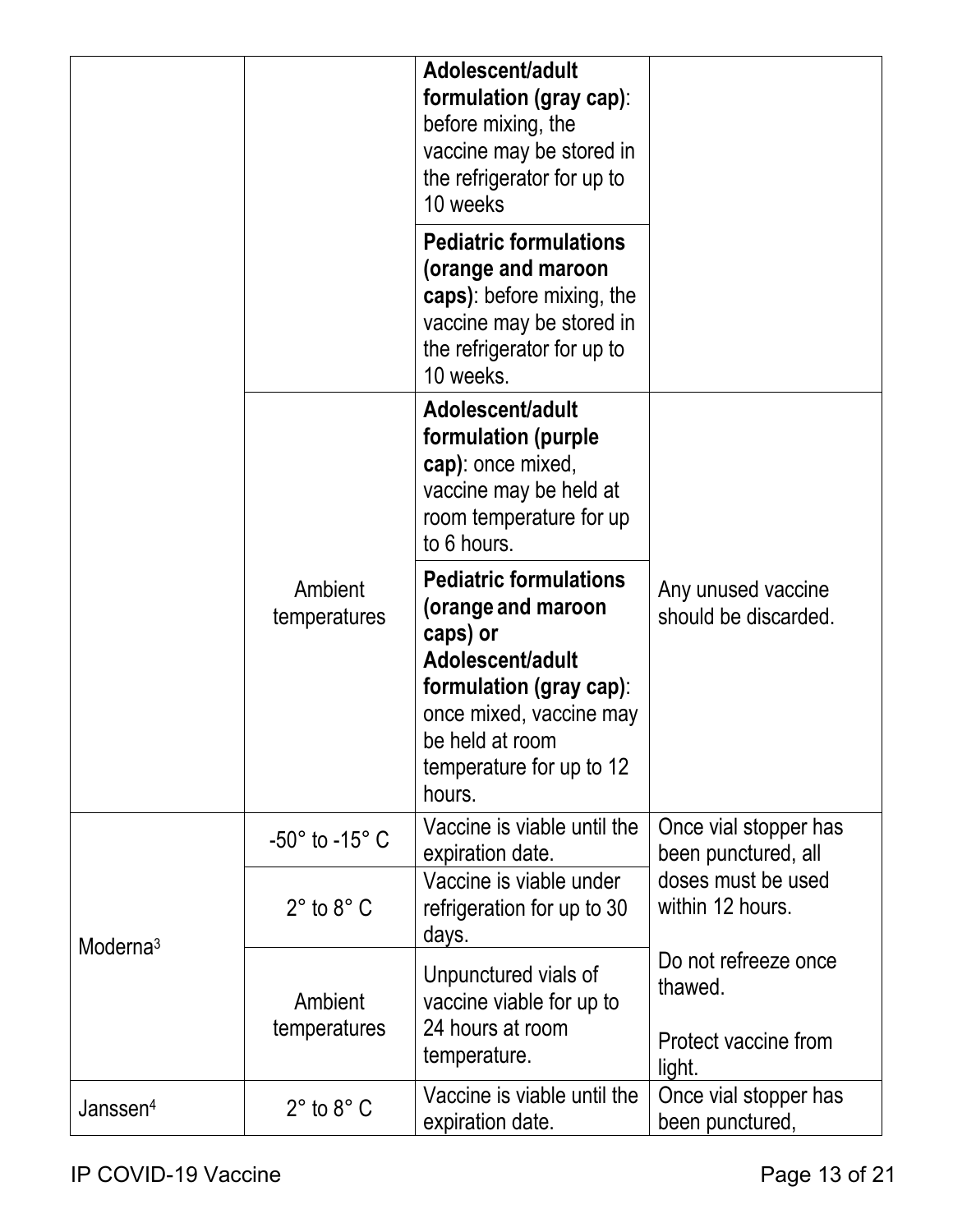| | | | |
|---|---|---|---|
| | | **Adolescent/adult formulation (gray cap)**: before mixing, the vaccine may be stored in the refrigerator for up to 10 weeks | |
| | | **Pediatric formulations (orange and maroon caps)**: before mixing, the vaccine may be stored in the refrigerator for up to 10 weeks. | |
| | Ambient temperatures | **Adolescent/adult formulation (purple cap)**: once mixed, vaccine may be held at room temperature for up to 6 hours. | Any unused vaccine should be discarded. |
| | | **Pediatric formulations (orange and maroon caps) or Adolescent/adult formulation (gray cap)**: once mixed, vaccine may be held at room temperature for up to 12 hours. | |
| Moderna[3] | -50° to -15° C | Vaccine is viable until the expiration date. | Once vial stopper has been punctured, all doses must be used within 12 hours.<br><br>Do not refreeze once thawed.<br><br>Protect vaccine from light. |
| | 2° to 8° C | Vaccine is viable under refrigeration for up to 30 days. | |
| | Ambient temperatures | Unpunctured vials of vaccine viable for up to 24 hours at room temperature. | |
| Janssen[4] | 2° to 8° C | Vaccine is viable until the expiration date. | Once vial stopper has been punctured, |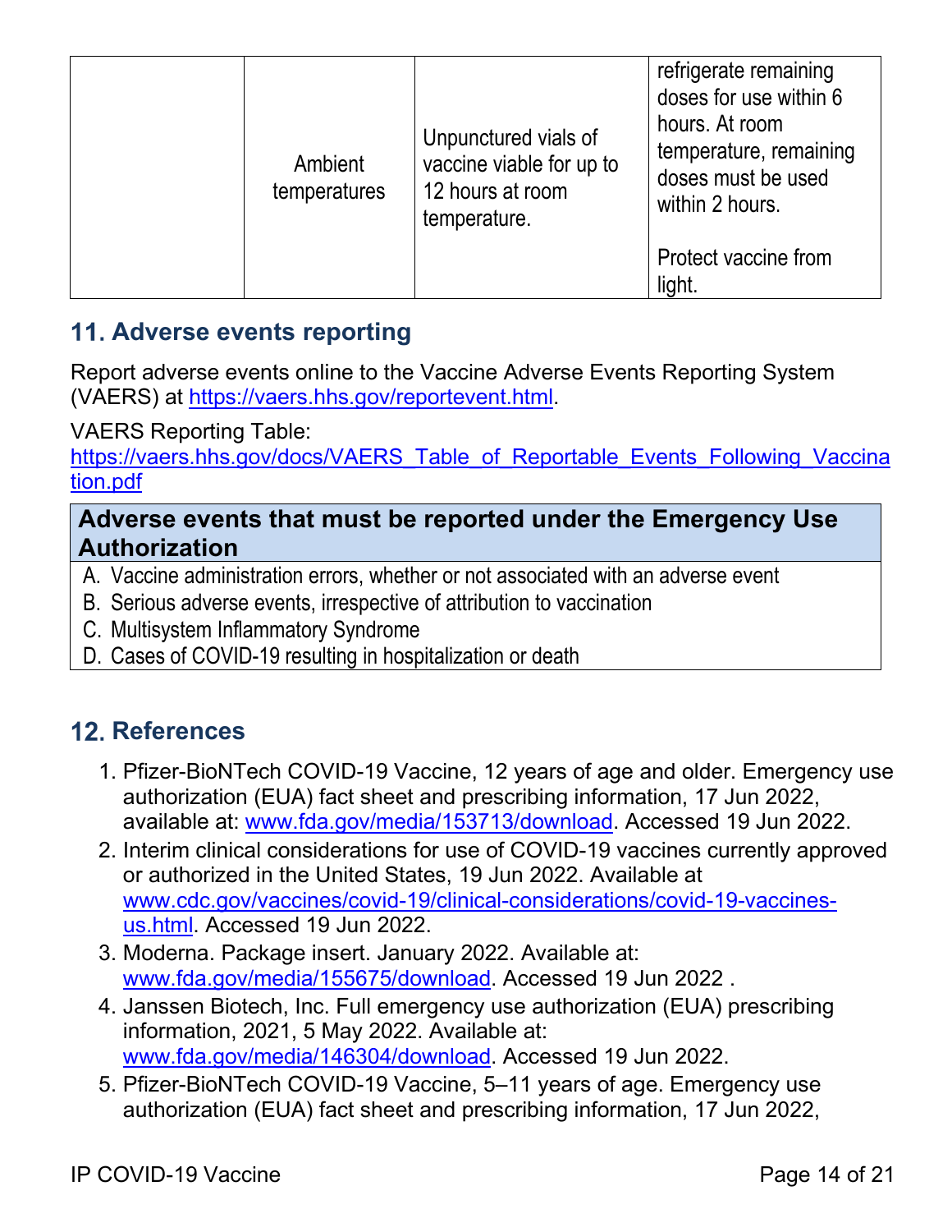|  | Ambient temperatures | Unpunctured vials of vaccine viable for up to 12 hours at room temperature. | refrigerate remaining doses for use within 6 hours. At room temperature, remaining doses must be used within 2 hours.<br><br>Protect vaccine from light. |
|---|---|---|---|

## 11. Adverse events reporting

Report adverse events online to the Vaccine Adverse Events Reporting System (VAERS) at https://vaers.hhs.gov/reportevent.html.

VAERS Reporting Table: https://vaers.hhs.gov/docs/VAERS_Table_of_Reportable_Events_Following_Vaccination.pdf

| Adverse events that must be reported under the Emergency Use Authorization |
|---|
| A. Vaccine administration errors, whether or not associated with an adverse event<br>B. Serious adverse events, irrespective of attribution to vaccination<br>C. Multisystem Inflammatory Syndrome<br>D. Cases of COVID-19 resulting in hospitalization or death |

## 12. References

1. Pfizer-BioNTech COVID-19 Vaccine, 12 years of age and older. Emergency use authorization (EUA) fact sheet and prescribing information, 17 Jun 2022, available at: www.fda.gov/media/153713/download. Accessed 19 Jun 2022.
2. Interim clinical considerations for use of COVID-19 vaccines currently approved or authorized in the United States, 19 Jun 2022. Available at www.cdc.gov/vaccines/covid-19/clinical-considerations/covid-19-vaccines-us.html. Accessed 19 Jun 2022.
3. Moderna. Package insert. January 2022. Available at: www.fda.gov/media/155675/download. Accessed 19 Jun 2022 .
4. Janssen Biotech, Inc. Full emergency use authorization (EUA) prescribing information, 2021, 5 May 2022. Available at: www.fda.gov/media/146304/download. Accessed 19 Jun 2022.
5. Pfizer-BioNTech COVID-19 Vaccine, 5–11 years of age. Emergency use authorization (EUA) fact sheet and prescribing information, 17 Jun 2022,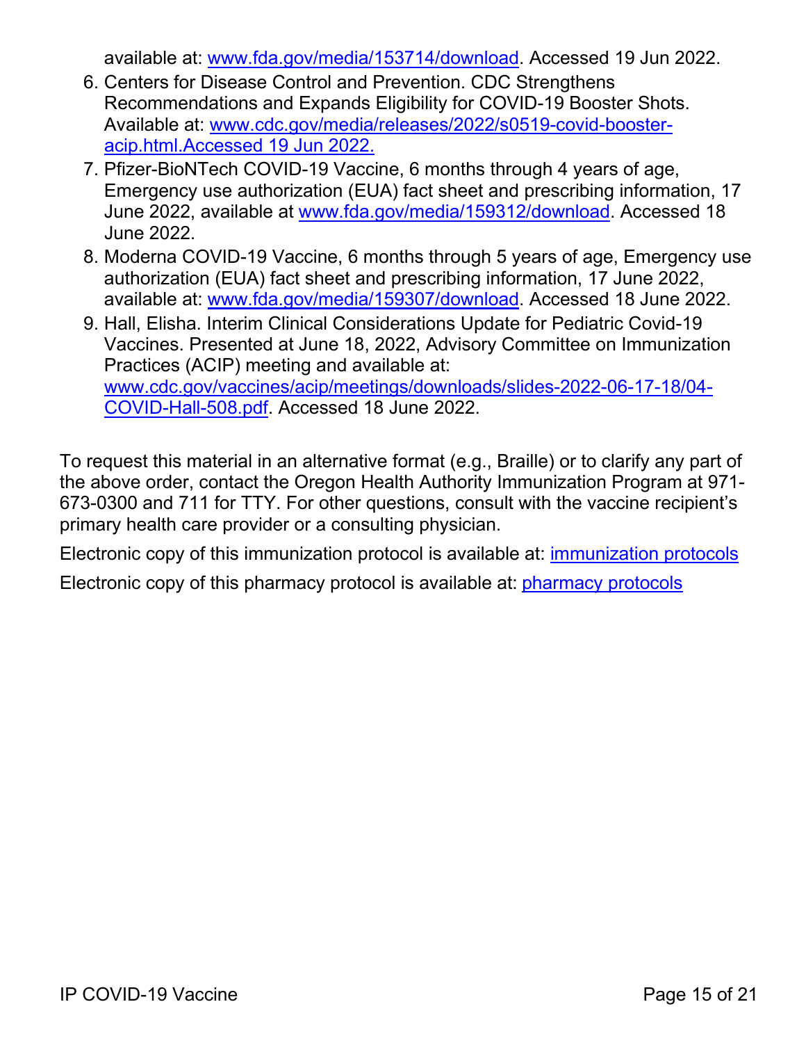available at: www.fda.gov/media/153714/download. Accessed 19 Jun 2022.

6. Centers for Disease Control and Prevention. CDC Strengthens Recommendations and Expands Eligibility for COVID-19 Booster Shots. Available at: www.cdc.gov/media/releases/2022/s0519-covid-booster-acip.html.Accessed 19 Jun 2022.
7. Pfizer-BioNTech COVID-19 Vaccine, 6 months through 4 years of age, Emergency use authorization (EUA) fact sheet and prescribing information, 17 June 2022, available at www.fda.gov/media/159312/download. Accessed 18 June 2022.
8. Moderna COVID-19 Vaccine, 6 months through 5 years of age, Emergency use authorization (EUA) fact sheet and prescribing information, 17 June 2022, available at: www.fda.gov/media/159307/download. Accessed 18 June 2022.
9. Hall, Elisha. Interim Clinical Considerations Update for Pediatric Covid-19 Vaccines. Presented at June 18, 2022, Advisory Committee on Immunization Practices (ACIP) meeting and available at: www.cdc.gov/vaccines/acip/meetings/downloads/slides-2022-06-17-18/04-COVID-Hall-508.pdf. Accessed 18 June 2022.

To request this material in an alternative format (e.g., Braille) or to clarify any part of the above order, contact the Oregon Health Authority Immunization Program at 971-673-0300 and 711 for TTY. For other questions, consult with the vaccine recipient's primary health care provider or a consulting physician.

Electronic copy of this immunization protocol is available at: immunization protocols

Electronic copy of this pharmacy protocol is available at: pharmacy protocols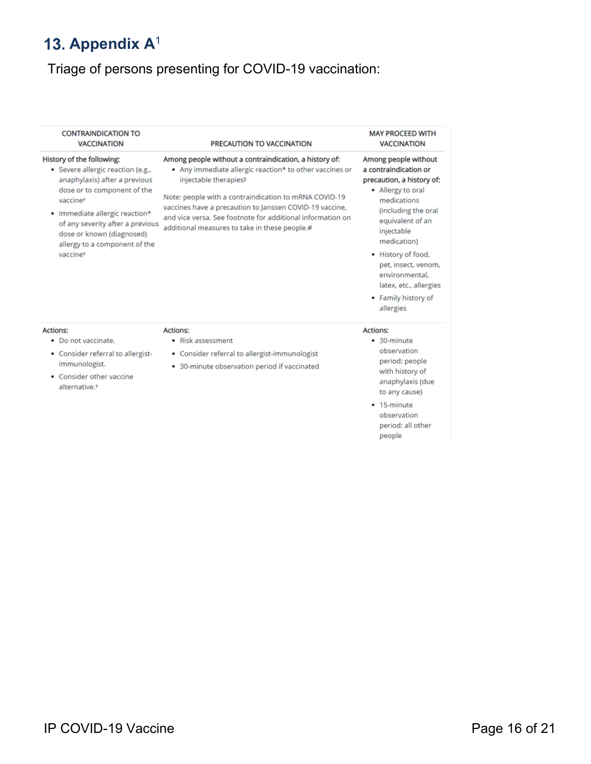## 13. Appendix A[1]

Triage of persons presenting for COVID-19 vaccination:

| CONTRAINDICATION TO VACCINATION | PRECAUTION TO VACCINATION | MAY PROCEED WITH VACCINATION |
|---|---|---|
| History of the following:<br>• Severe allergic reaction (e.g., anaphylaxis) after a previous dose or to component of the vaccine†<br>• Immediate allergic reaction* of any severity after a previous dose or known (diagnosed) allergy to a component of the vaccine† | Among people without a contraindication, a history of:<br>• Any immediate allergic reaction* to other vaccines or injectable therapies‡<br><br>Note: people with a contraindication to mRNA COVID-19 vaccines have a precaution to Janssen COVID-19 vaccine, and vice versa. See footnote for additional information on additional measures to take in these people.# | Among people without a contraindication or precaution, a history of:<br>• Allergy to oral medications (including the oral equivalent of an injectable medication)<br>• History of food, pet, insect, venom, environmental, latex, etc., allergies<br>• Family history of allergies |
| Actions:<br>• Do not vaccinate.<br>• Consider referral to allergist-immunologist.<br>• Consider other vaccine alternative.† | Actions:<br>• Risk assessment<br>• Consider referral to allergist-immunologist<br>• 30-minute observation period if vaccinated | Actions:<br>• 30-minute observation period: people with history of anaphylaxis (due to any cause)<br>• 15-minute observation period: all other people |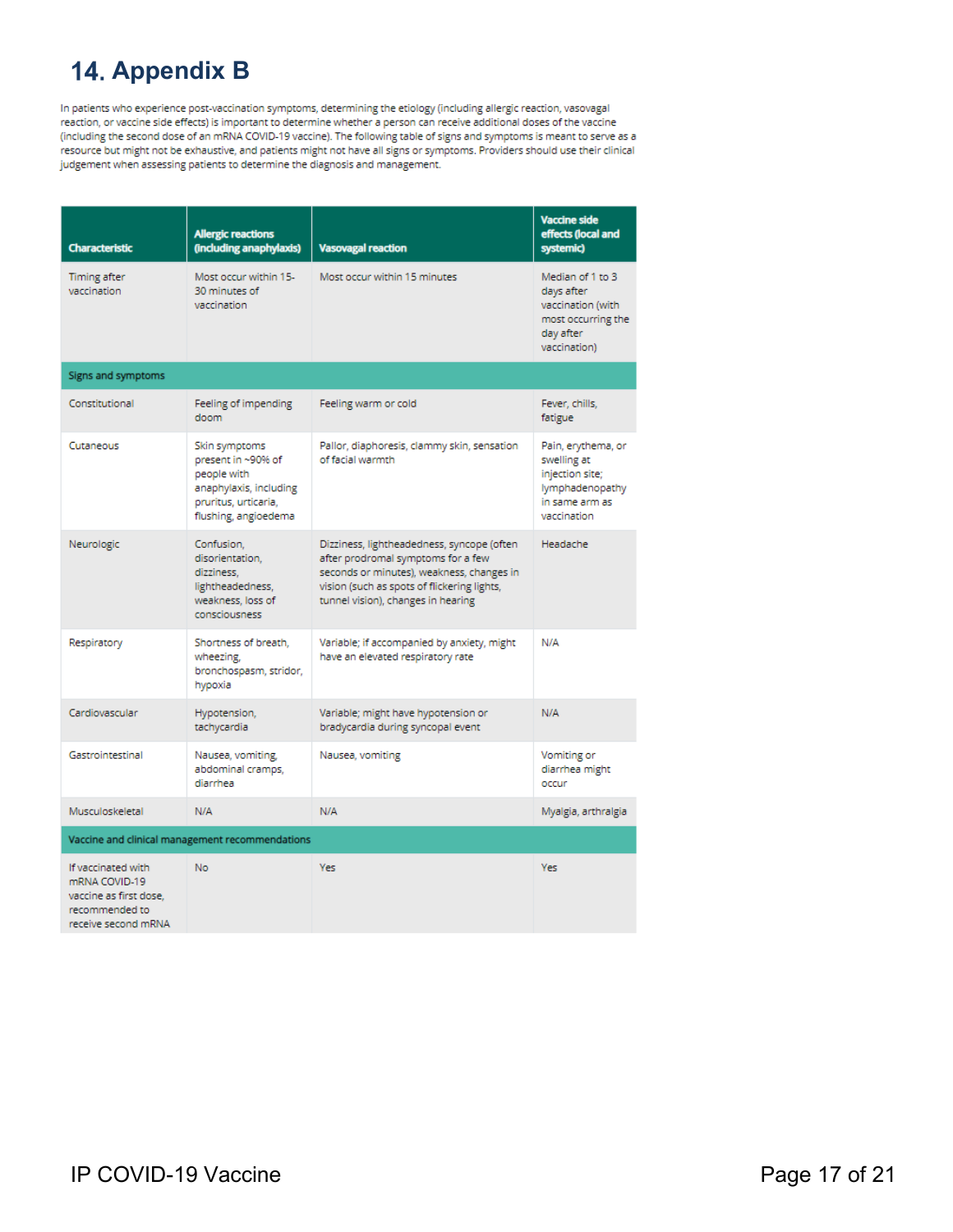# 14. Appendix B

In patients who experience post-vaccination symptoms, determining the etiology (including allergic reaction, vasovagal reaction, or vaccine side effects) is important to determine whether a person can receive additional doses of the vaccine (including the second dose of an mRNA COVID-19 vaccine). The following table of signs and symptoms is meant to serve as a resource but might not be exhaustive, and patients might not have all signs or symptoms. Providers should use their clinical judgement when assessing patients to determine the diagnosis and management.

| Characteristic | Allergic reactions (including anaphylaxis) | Vasovagal reaction | Vaccine side effects (local and systemic) |
|---|---|---|---|
| Timing after vaccination | Most occur within 15-30 minutes of vaccination | Most occur within 15 minutes | Median of 1 to 3 days after vaccination (with most occurring the day after vaccination) |
| **Signs and symptoms** | | | |
| Constitutional | Feeling of impending doom | Feeling warm or cold | Fever, chills, fatigue |
| Cutaneous | Skin symptoms present in ~90% of people with anaphylaxis, including pruritus, urticaria, flushing, angioedema | Pallor, diaphoresis, clammy skin, sensation of facial warmth | Pain, erythema, or swelling at injection site; lymphadenopathy in same arm as vaccination |
| Neurologic | Confusion, disorientation, dizziness, lightheadedness, weakness, loss of consciousness | Dizziness, lightheadedness, syncope (often after prodromal symptoms for a few seconds or minutes), weakness, changes in vision (such as spots of flickering lights, tunnel vision), changes in hearing | Headache |
| Respiratory | Shortness of breath, wheezing, bronchospasm, stridor, hypoxia | Variable; if accompanied by anxiety, might have an elevated respiratory rate | N/A |
| Cardiovascular | Hypotension, tachycardia | Variable; might have hypotension or bradycardia during syncopal event | N/A |
| Gastrointestinal | Nausea, vomiting, abdominal cramps, diarrhea | Nausea, vomiting | Vomiting or diarrhea might occur |
| Musculoskeletal | N/A | N/A | Myalgia, arthralgia |
| **Vaccine and clinical management recommendations** | | | |
| If vaccinated with mRNA COVID-19 vaccine as first dose, recommended to receive second mRNA | No | Yes | Yes |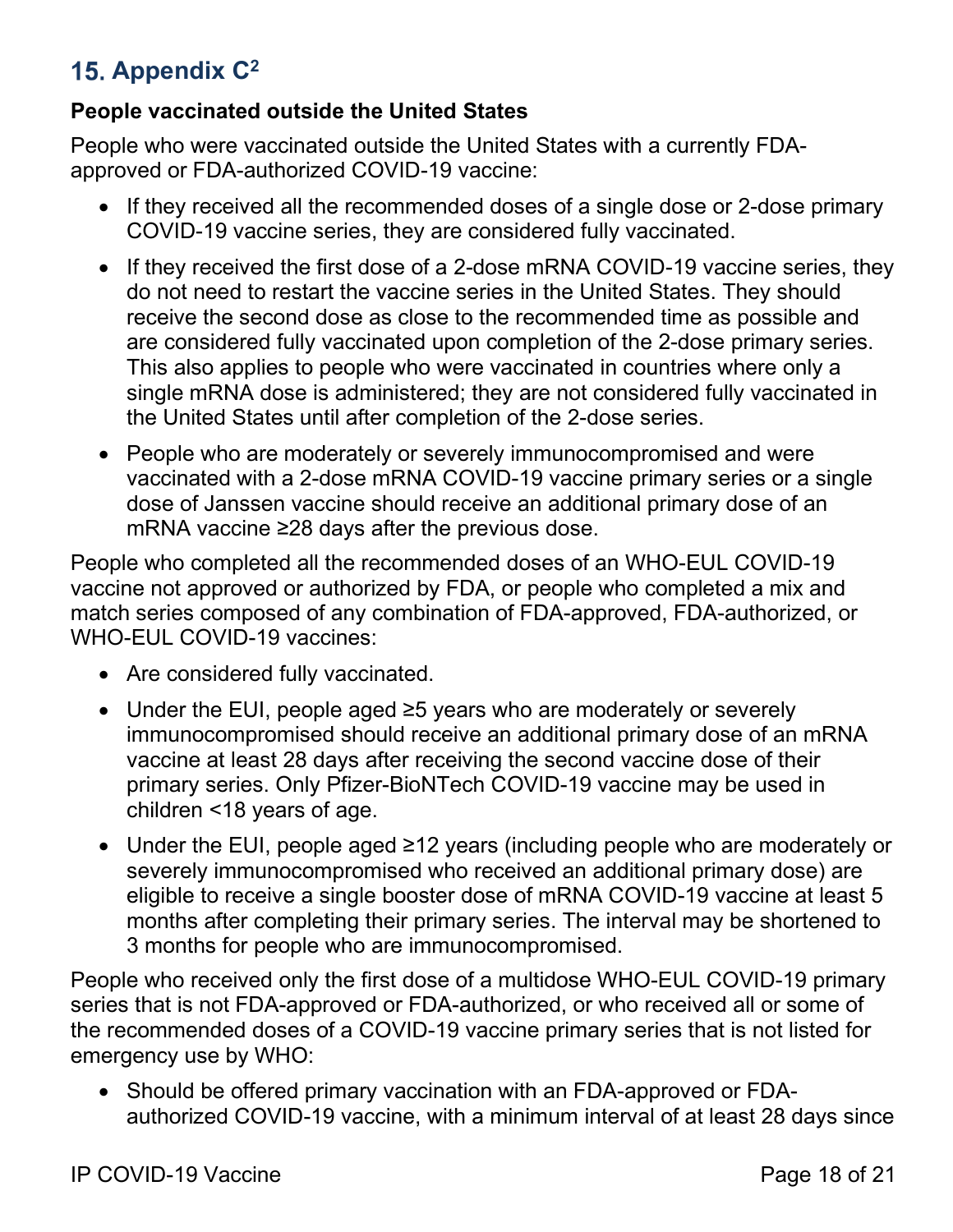## 15. Appendix C[2]

**People vaccinated outside the United States**

People who were vaccinated outside the United States with a currently FDA-approved or FDA-authorized COVID-19 vaccine:

- If they received all the recommended doses of a single dose or 2-dose primary COVID-19 vaccine series, they are considered fully vaccinated.
- If they received the first dose of a 2-dose mRNA COVID-19 vaccine series, they do not need to restart the vaccine series in the United States. They should receive the second dose as close to the recommended time as possible and are considered fully vaccinated upon completion of the 2-dose primary series. This also applies to people who were vaccinated in countries where only a single mRNA dose is administered; they are not considered fully vaccinated in the United States until after completion of the 2-dose series.
- People who are moderately or severely immunocompromised and were vaccinated with a 2-dose mRNA COVID-19 vaccine primary series or a single dose of Janssen vaccine should receive an additional primary dose of an mRNA vaccine ≥28 days after the previous dose.

People who completed all the recommended doses of an WHO-EUL COVID-19 vaccine not approved or authorized by FDA, or people who completed a mix and match series composed of any combination of FDA-approved, FDA-authorized, or WHO-EUL COVID-19 vaccines:

- Are considered fully vaccinated.
- Under the EUI, people aged ≥5 years who are moderately or severely immunocompromised should receive an additional primary dose of an mRNA vaccine at least 28 days after receiving the second vaccine dose of their primary series. Only Pfizer-BioNTech COVID-19 vaccine may be used in children <18 years of age.
- Under the EUI, people aged ≥12 years (including people who are moderately or severely immunocompromised who received an additional primary dose) are eligible to receive a single booster dose of mRNA COVID-19 vaccine at least 5 months after completing their primary series. The interval may be shortened to 3 months for people who are immunocompromised.

People who received only the first dose of a multidose WHO-EUL COVID-19 primary series that is not FDA-approved or FDA-authorized, or who received all or some of the recommended doses of a COVID-19 vaccine primary series that is not listed for emergency use by WHO:

- Should be offered primary vaccination with an FDA-approved or FDA-authorized COVID-19 vaccine, with a minimum interval of at least 28 days since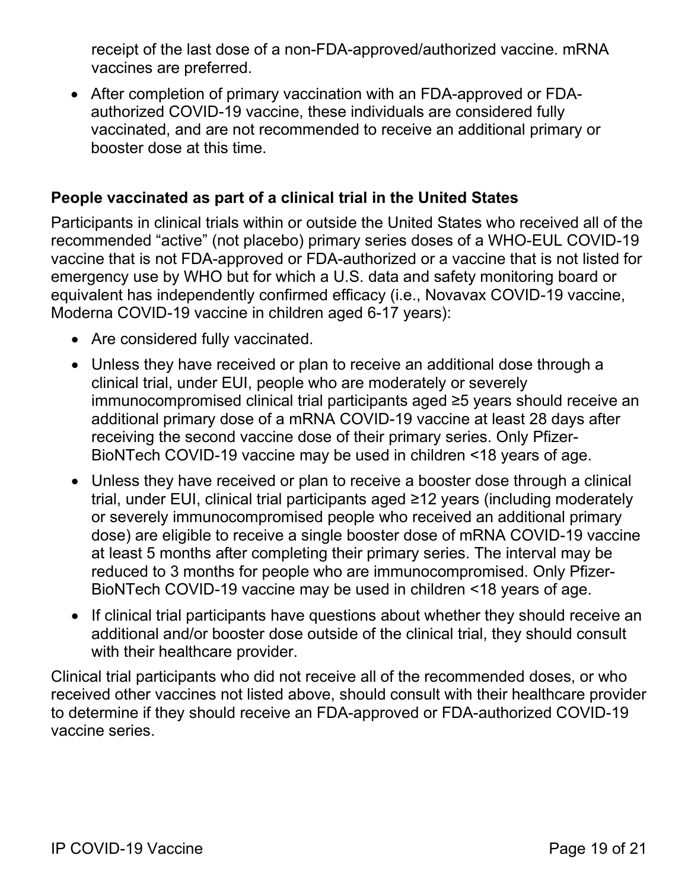receipt of the last dose of a non-FDA-approved/authorized vaccine. mRNA vaccines are preferred.

- After completion of primary vaccination with an FDA-approved or FDA-authorized COVID-19 vaccine, these individuals are considered fully vaccinated, and are not recommended to receive an additional primary or booster dose at this time.

### People vaccinated as part of a clinical trial in the United States

Participants in clinical trials within or outside the United States who received all of the recommended “active” (not placebo) primary series doses of a WHO-EUL COVID-19 vaccine that is not FDA-approved or FDA-authorized or a vaccine that is not listed for emergency use by WHO but for which a U.S. data and safety monitoring board or equivalent has independently confirmed efficacy (i.e., Novavax COVID-19 vaccine, Moderna COVID-19 vaccine in children aged 6-17 years):

- Are considered fully vaccinated.
- Unless they have received or plan to receive an additional dose through a clinical trial, under EUI, people who are moderately or severely immunocompromised clinical trial participants aged ≥5 years should receive an additional primary dose of a mRNA COVID-19 vaccine at least 28 days after receiving the second vaccine dose of their primary series. Only Pfizer-BioNTech COVID-19 vaccine may be used in children <18 years of age.
- Unless they have received or plan to receive a booster dose through a clinical trial, under EUI, clinical trial participants aged ≥12 years (including moderately or severely immunocompromised people who received an additional primary dose) are eligible to receive a single booster dose of mRNA COVID-19 vaccine at least 5 months after completing their primary series. The interval may be reduced to 3 months for people who are immunocompromised. Only Pfizer-BioNTech COVID-19 vaccine may be used in children <18 years of age.
- If clinical trial participants have questions about whether they should receive an additional and/or booster dose outside of the clinical trial, they should consult with their healthcare provider.

Clinical trial participants who did not receive all of the recommended doses, or who received other vaccines not listed above, should consult with their healthcare provider to determine if they should receive an FDA-approved or FDA-authorized COVID-19 vaccine series.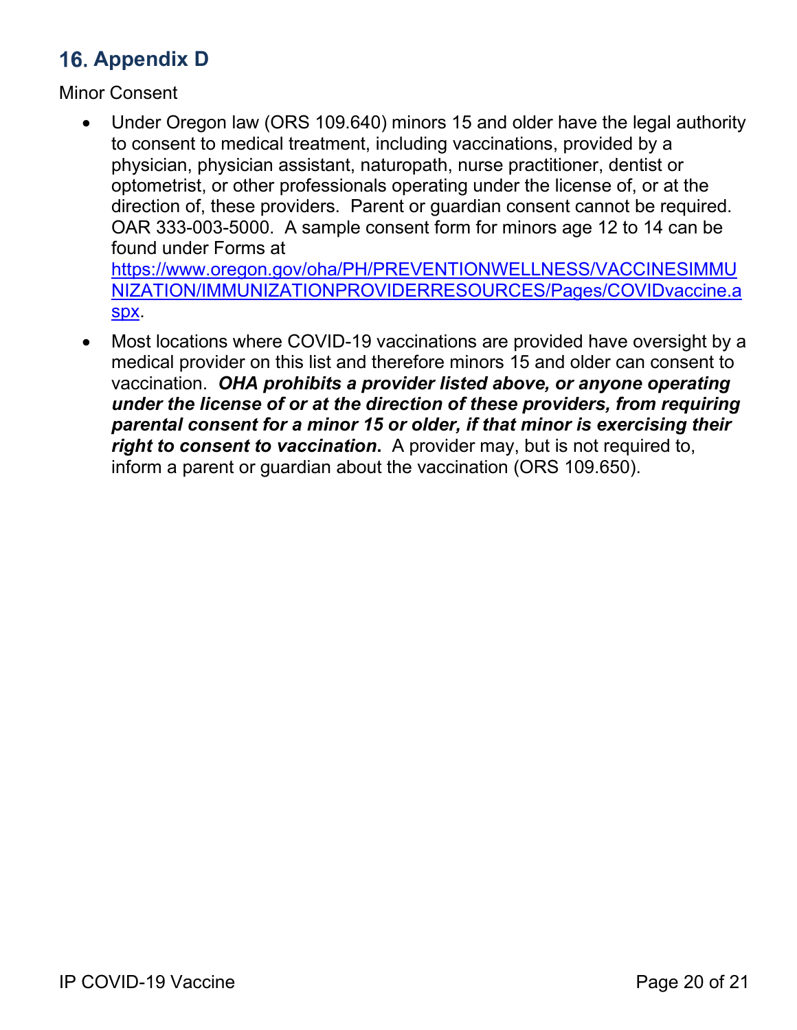## 16. Appendix D

Minor Consent

- Under Oregon law (ORS 109.640) minors 15 and older have the legal authority to consent to medical treatment, including vaccinations, provided by a physician, physician assistant, naturopath, nurse practitioner, dentist or optometrist, or other professionals operating under the license of, or at the direction of, these providers. Parent or guardian consent cannot be required. OAR 333-003-5000. A sample consent form for minors age 12 to 14 can be found under Forms at [https://www.oregon.gov/oha/PH/PREVENTIONWELLNESS/VACCINESIMMUNIZATION/IMMUNIZATIONPROVIDERRESOURCES/Pages/COVIDvaccine.aspx](https://www.oregon.gov/oha/PH/PREVENTIONWELLNESS/VACCINESIMMUNIZATION/IMMUNIZATIONPROVIDERRESOURCES/Pages/COVIDvaccine.aspx).
- Most locations where COVID-19 vaccinations are provided have oversight by a medical provider on this list and therefore minors 15 and older can consent to vaccination. ***OHA prohibits a provider listed above, or anyone operating under the license of or at the direction of these providers, from requiring parental consent for a minor 15 or older, if that minor is exercising their right to consent to vaccination*****.** A provider may, but is not required to, inform a parent or guardian about the vaccination (ORS 109.650).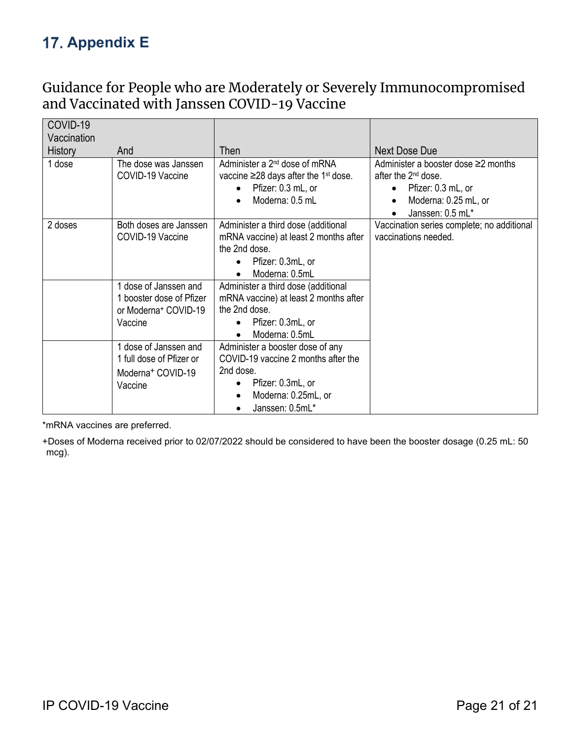## 17. Appendix E

### Guidance for People who are Moderately or Severely Immunocompromised and Vaccinated with Janssen COVID-19 Vaccine

| COVID-19 Vaccination History | And | Then | Next Dose Due |
|---|---|---|---|
| 1 dose | The dose was Janssen COVID-19 Vaccine | Administer a 2nd dose of mRNA vaccine ≥28 days after the 1st dose.<br>• Pfizer: 0.3 mL, or<br>• Moderna: 0.5 mL | Administer a booster dose ≥2 months after the 2nd dose.<br>• Pfizer: 0.3 mL, or<br>• Moderna: 0.25 mL, or<br>• Janssen: 0.5 mL* |
| 2 doses | Both doses are Janssen COVID-19 Vaccine | Administer a third dose (additional mRNA vaccine) at least 2 months after the 2nd dose.<br>• Pfizer: 0.3mL, or<br>• Moderna: 0.5mL | Vaccination series complete; no additional vaccinations needed. |
| | 1 dose of Janssen and 1 booster dose of Pfizer or Moderna+ COVID-19 Vaccine | Administer a third dose (additional mRNA vaccine) at least 2 months after the 2nd dose.<br>• Pfizer: 0.3mL, or<br>• Moderna: 0.5mL | |
| | 1 dose of Janssen and 1 full dose of Pfizer or Moderna+ COVID-19 Vaccine | Administer a booster dose of any COVID-19 vaccine 2 months after the 2nd dose.<br>• Pfizer: 0.3mL, or<br>• Moderna: 0.25mL, or<br>• Janssen: 0.5mL* | |

*mRNA vaccines are preferred.

+Doses of Moderna received prior to 02/07/2022 should be considered to have been the booster dosage (0.25 mL: 50 mcg).